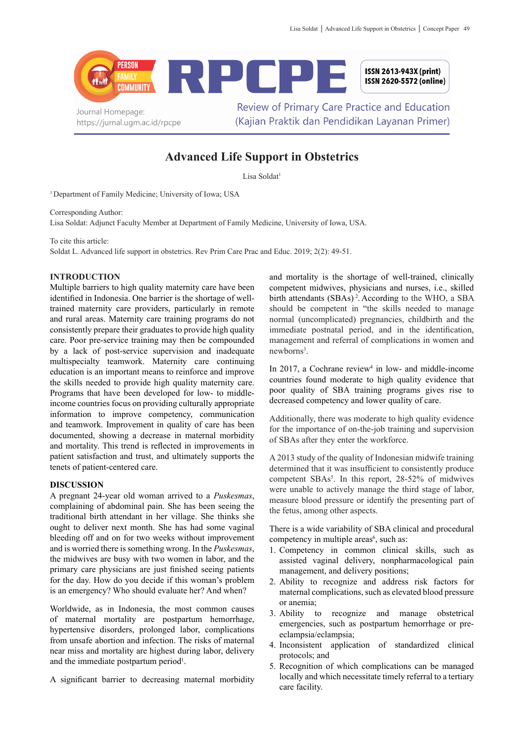# Advanced Life Support in Obstetrics

Lisa Soldat[1]

[1] Department of Family Medicine; University of Iowa; USA

Corresponding Author:
Lisa Soldat: Adjunct Faculty Member at Department of Family Medicine, University of Iowa, USA.

To cite this article:
Soldat L. Advanced life support in obstetrics. Rev Prim Care Prac and Educ. 2019; 2(2): 49-51.

## INTRODUCTION

Multiple barriers to high quality maternity care have been identified in Indonesia. One barrier is the shortage of well-trained maternity care providers, particularly in remote and rural areas. Maternity care training programs do not consistently prepare their graduates to provide high quality care. Poor pre-service training may then be compounded by a lack of post-service supervision and inadequate multispecialty teamwork. Maternity care continuing education is an important means to reinforce and improve the skills needed to provide high quality maternity care. Programs that have been developed for low- to middle-income countries focus on providing culturally appropriate information to improve competency, communication and teamwork. Improvement in quality of care has been documented, showing a decrease in maternal morbidity and mortality. This trend is reflected in improvements in patient satisfaction and trust, and ultimately supports the tenets of patient-centered care.

## DISCUSSION

A pregnant 24-year old woman arrived to a *Puskesmas*, complaining of abdominal pain. She has been seeing the traditional birth attendant in her village. She thinks she ought to deliver next month. She has had some vaginal bleeding off and on for two weeks without improvement and is worried there is something wrong. In the *Puskesmas*, the midwives are busy with two women in labor, and the primary care physicians are just finished seeing patients for the day. How do you decide if this woman's problem is an emergency? Who should evaluate her? And when?

Worldwide, as in Indonesia, the most common causes of maternal mortality are postpartum hemorrhage, hypertensive disorders, prolonged labor, complications from unsafe abortion and infection. The risks of maternal near miss and mortality are highest during labor, delivery and the immediate postpartum period[1].

A significant barrier to decreasing maternal morbidity and mortality is the shortage of well-trained, clinically competent midwives, physicians and nurses, i.e., skilled birth attendants (SBAs)[2]. According to the WHO, a SBA should be competent in "the skills needed to manage normal (uncomplicated) pregnancies, childbirth and the immediate postnatal period, and in the identification, management and referral of complications in women and newborns[3].

In 2017, a Cochrane review[4] in low- and middle-income countries found moderate to high quality evidence that poor quality of SBA training programs gives rise to decreased competency and lower quality of care.

Additionally, there was moderate to high quality evidence for the importance of on-the-job training and supervision of SBAs after they enter the workforce.

A 2013 study of the quality of Indonesian midwife training determined that it was insufficient to consistently produce competent SBAs[5]. In this report, 28-52% of midwives were unable to actively manage the third stage of labor, measure blood pressure or identify the presenting part of the fetus, among other aspects.

There is a wide variability of SBA clinical and procedural competency in multiple areas[6], such as:

1. Competency in common clinical skills, such as assisted vaginal delivery, nonpharmacological pain management, and delivery positions;
2. Ability to recognize and address risk factors for maternal complications, such as elevated blood pressure or anemia;
3. Ability to recognize and manage obstetrical emergencies, such as postpartum hemorrhage or pre-eclampsia/eclampsia;
4. Inconsistent application of standardized clinical protocols; and
5. Recognition of which complications can be managed locally and which necessitate timely referral to a tertiary care facility.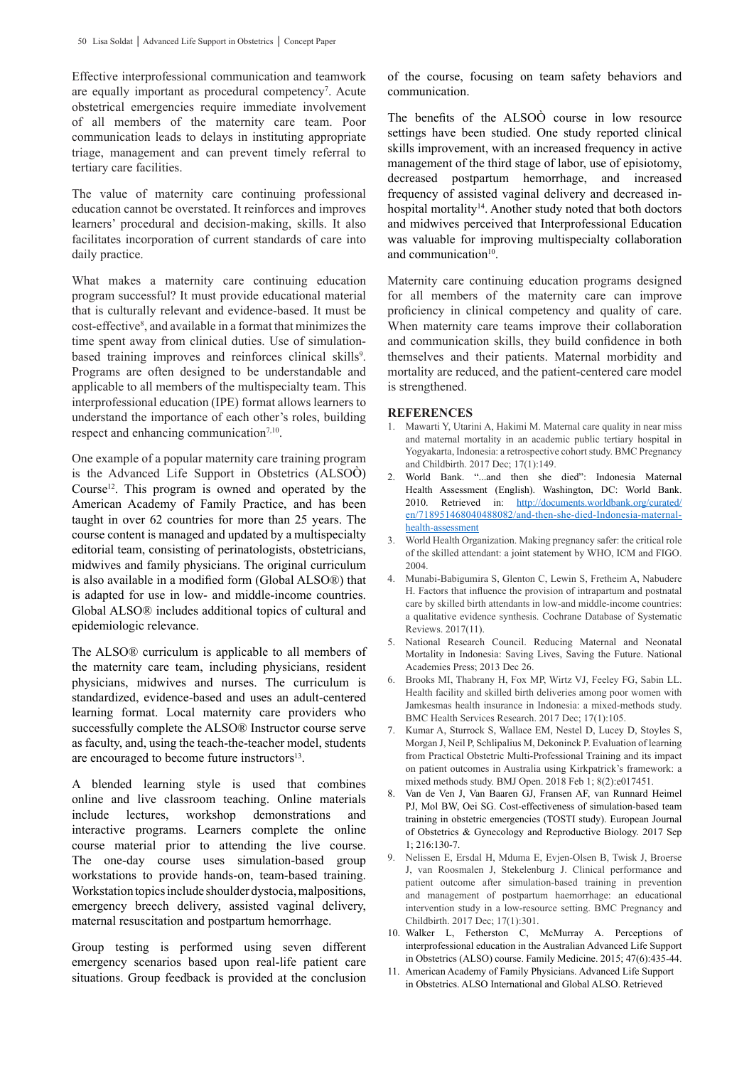Effective interprofessional communication and teamwork are equally important as procedural competency[7]. Acute obstetrical emergencies require immediate involvement of all members of the maternity care team. Poor communication leads to delays in instituting appropriate triage, management and can prevent timely referral to tertiary care facilities.

The value of maternity care continuing professional education cannot be overstated. It reinforces and improves learners' procedural and decision-making, skills. It also facilitates incorporation of current standards of care into daily practice.

What makes a maternity care continuing education program successful? It must provide educational material that is culturally relevant and evidence-based. It must be cost-effective[8], and available in a format that minimizes the time spent away from clinical duties. Use of simulation-based training improves and reinforces clinical skills[9]. Programs are often designed to be understandable and applicable to all members of the multispecialty team. This interprofessional education (IPE) format allows learners to understand the importance of each other's roles, building respect and enhancing communication[7,10].

One example of a popular maternity care training program is the Advanced Life Support in Obstetrics (ALSOÒ) Course[12]. This program is owned and operated by the American Academy of Family Practice, and has been taught in over 62 countries for more than 25 years. The course content is managed and updated by a multispecialty editorial team, consisting of perinatologists, obstetricians, midwives and family physicians. The original curriculum is also available in a modified form (Global ALSO®) that is adapted for use in low- and middle-income countries. Global ALSO® includes additional topics of cultural and epidemiologic relevance.

The ALSO® curriculum is applicable to all members of the maternity care team, including physicians, resident physicians, midwives and nurses. The curriculum is standardized, evidence-based and uses an adult-centered learning format. Local maternity care providers who successfully complete the ALSO® Instructor course serve as faculty, and, using the teach-the-teacher model, students are encouraged to become future instructors[13].

A blended learning style is used that combines online and live classroom teaching. Online materials include lectures, workshop demonstrations and interactive programs. Learners complete the online course material prior to attending the live course. The one-day course uses simulation-based group workstations to provide hands-on, team-based training. Workstation topics include shoulder dystocia, malpositions, emergency breech delivery, assisted vaginal delivery, maternal resuscitation and postpartum hemorrhage.

Group testing is performed using seven different emergency scenarios based upon real-life patient care situations. Group feedback is provided at the conclusion of the course, focusing on team safety behaviors and communication.

The benefits of the ALSOÒ course in low resource settings have been studied. One study reported clinical skills improvement, with an increased frequency in active management of the third stage of labor, use of episiotomy, decreased postpartum hemorrhage, and increased frequency of assisted vaginal delivery and decreased in-hospital mortality[14]. Another study noted that both doctors and midwives perceived that Interprofessional Education was valuable for improving multispecialty collaboration and communication[10].

Maternity care continuing education programs designed for all members of the maternity care can improve proficiency in clinical competency and quality of care. When maternity care teams improve their collaboration and communication skills, they build confidence in both themselves and their patients. Maternal morbidity and mortality are reduced, and the patient-centered care model is strengthened.

## REFERENCES

1. Mawarti Y, Utarini A, Hakimi M. Maternal care quality in near miss and maternal mortality in an academic public tertiary hospital in Yogyakarta, Indonesia: a retrospective cohort study. BMC Pregnancy and Childbirth. 2017 Dec; 17(1):149.
2. World Bank. "...and then she died": Indonesia Maternal Health Assessment (English). Washington, DC: World Bank. 2010. Retrieved in: http://documents.worldbank.org/curated/en/718951468040488082/and-then-she-died-Indonesia-maternal-health-assessment
3. World Health Organization. Making pregnancy safer: the critical role of the skilled attendant: a joint statement by WHO, ICM and FIGO. 2004.
4. Munabi-Babigumira S, Glenton C, Lewin S, Fretheim A, Nabudere H. Factors that influence the provision of intrapartum and postnatal care by skilled birth attendants in low-and middle-income countries: a qualitative evidence synthesis. Cochrane Database of Systematic Reviews. 2017(11).
5. National Research Council. Reducing Maternal and Neonatal Mortality in Indonesia: Saving Lives, Saving the Future. National Academies Press; 2013 Dec 26.
6. Brooks MI, Thabrany H, Fox MP, Wirtz VJ, Feeley FG, Sabin LL. Health facility and skilled birth deliveries among poor women with Jamkesmas health insurance in Indonesia: a mixed-methods study. BMC Health Services Research. 2017 Dec; 17(1):105.
7. Kumar A, Sturrock S, Wallace EM, Nestel D, Lucey D, Stoyles S, Morgan J, Neil P, Schlipalius M, Dekoninck P. Evaluation of learning from Practical Obstetric Multi-Professional Training and its impact on patient outcomes in Australia using Kirkpatrick's framework: a mixed methods study. BMJ Open. 2018 Feb 1; 8(2):e017451.
8. Van de Ven J, Van Baaren GJ, Fransen AF, van Runnard Heimel PJ, Mol BW, Oei SG. Cost-effectiveness of simulation-based team training in obstetric emergencies (TOSTI study). European Journal of Obstetrics & Gynecology and Reproductive Biology. 2017 Sep 1; 216:130-7.
9. Nelissen E, Ersdal H, Mduma E, Evjen-Olsen B, Twisk J, Broerse J, van Roosmalen J, Stekelenburg J. Clinical performance and patient outcome after simulation-based training in prevention and management of postpartum haemorrhage: an educational intervention study in a low-resource setting. BMC Pregnancy and Childbirth. 2017 Dec; 17(1):301.
10. Walker L, Fetherston C, McMurray A. Perceptions of interprofessional education in the Australian Advanced Life Support in Obstetrics (ALSO) course. Family Medicine. 2015; 47(6):435-44.
11. American Academy of Family Physicians. Advanced Life Support in Obstetrics. ALSO International and Global ALSO. Retrieved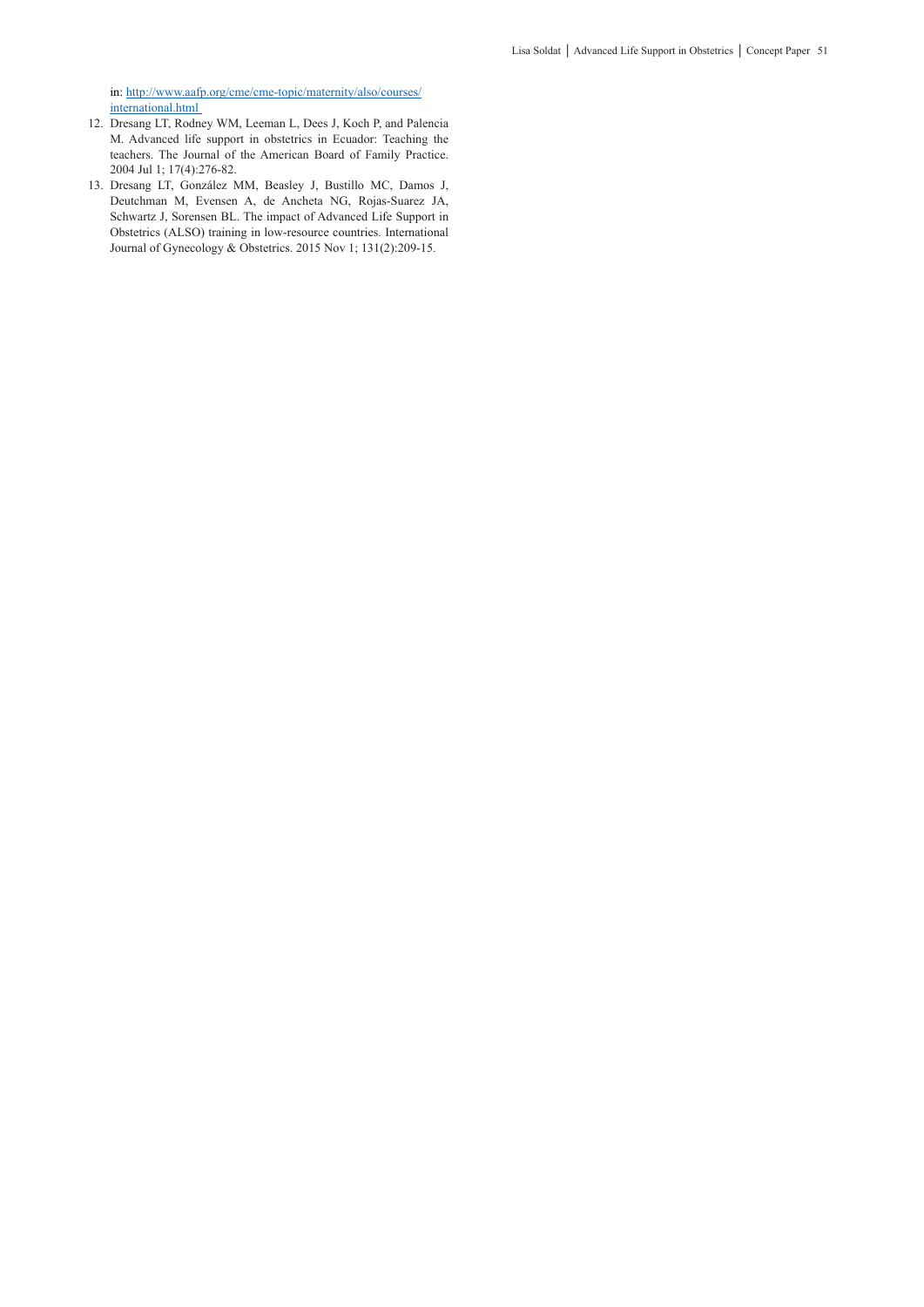in: [http://www.aafp.org/cme/cme-topic/maternity/also/courses/international.html](http://www.aafp.org/cme/cme-topic/maternity/also/courses/international.html)

12. Dresang LT, Rodney WM, Leeman L, Dees J, Koch P, and Palencia M. Advanced life support in obstetrics in Ecuador: Teaching the teachers. The Journal of the American Board of Family Practice. 2004 Jul 1; 17(4):276-82.
13. Dresang LT, González MM, Beasley J, Bustillo MC, Damos J, Deutchman M, Evensen A, de Ancheta NG, Rojas-Suarez JA, Schwartz J, Sorensen BL. The impact of Advanced Life Support in Obstetrics (ALSO) training in low-resource countries. International Journal of Gynecology & Obstetrics. 2015 Nov 1; 131(2):209-15.